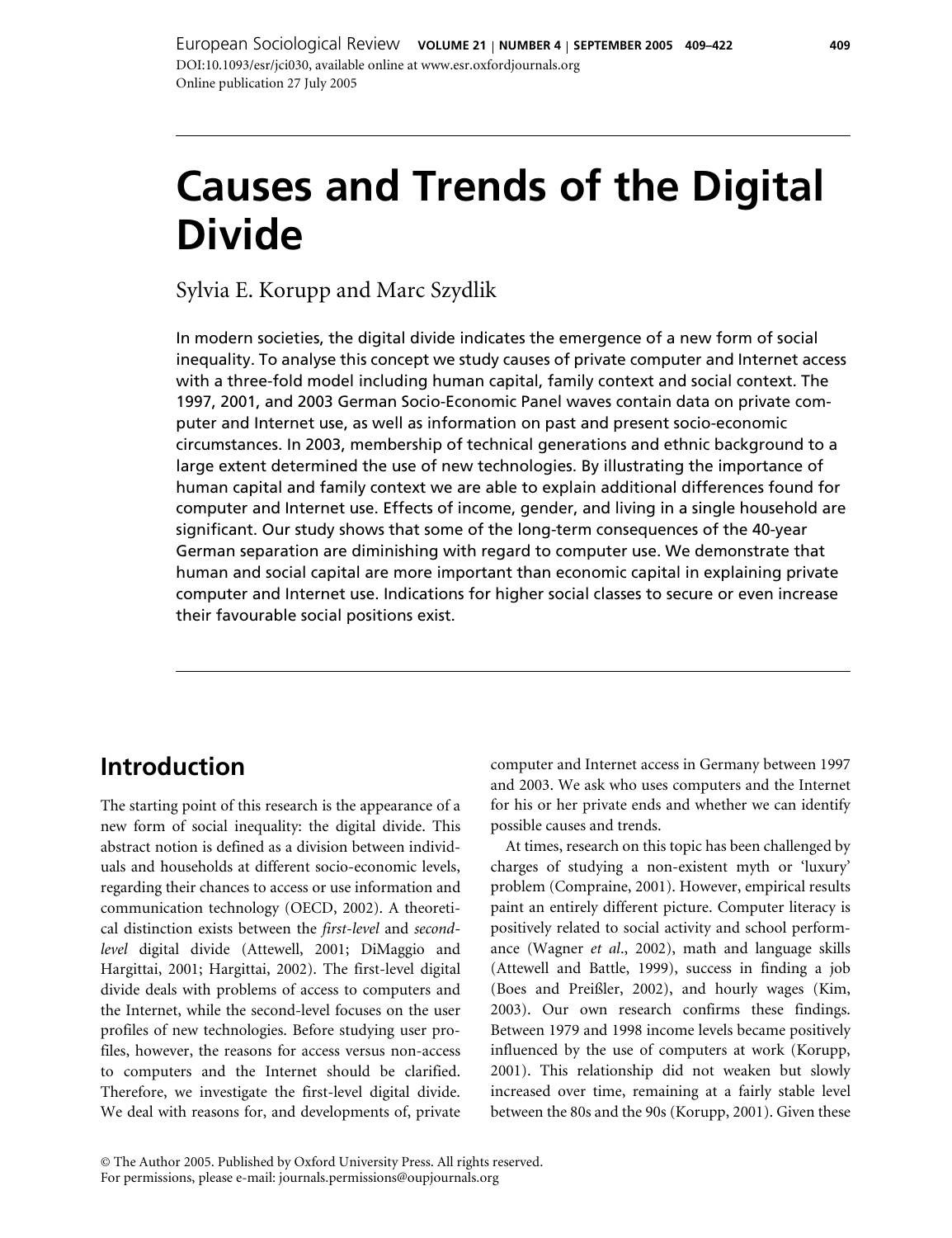# Causes and Trends of the Digital Divide

Sylvia E. Korupp and Marc Szydlik

In modern societies, the digital divide indicates the emergence of a new form of social inequality. To analyse this concept we study causes of private computer and Internet access with a three-fold model including human capital, family context and social context. The 1997, 2001, and 2003 German Socio-Economic Panel waves contain data on private computer and Internet use, as well as information on past and present socio-economic circumstances. In 2003, membership of technical generations and ethnic background to a large extent determined the use of new technologies. By illustrating the importance of human capital and family context we are able to explain additional differences found for computer and Internet use. Effects of income, gender, and living in a single household are significant. Our study shows that some of the long-term consequences of the 40-year German separation are diminishing with regard to computer use. We demonstrate that human and social capital are more important than economic capital in explaining private computer and Internet use. Indications for higher social classes to secure or even increase their favourable social positions exist.

## Introduction

The starting point of this research is the appearance of a new form of social inequality: the digital divide. This abstract notion is defined as a division between individuals and households at different socio-economic levels, regarding their chances to access or use information and communication technology (OECD, 2002). A theoretical distinction exists between the *first-level* and *second-level* digital divide (Attewell, 2001; DiMaggio and Hargittai, 2001; Hargittai, 2002). The first-level digital divide deals with problems of access to computers and the Internet, while the second-level focuses on the user profiles of new technologies. Before studying user profiles, however, the reasons for access versus non-access to computers and the Internet should be clarified. Therefore, we investigate the first-level digital divide. We deal with reasons for, and developments of, private computer and Internet access in Germany between 1997 and 2003. We ask who uses computers and the Internet for his or her private ends and whether we can identify possible causes and trends.

At times, research on this topic has been challenged by charges of studying a non-existent myth or 'luxury' problem (Compraine, 2001). However, empirical results paint an entirely different picture. Computer literacy is positively related to social activity and school performance (Wagner *et al*., 2002), math and language skills (Attewell and Battle, 1999), success in finding a job (Boes and Preißler, 2002), and hourly wages (Kim, 2003). Our own research confirms these findings. Between 1979 and 1998 income levels became positively influenced by the use of computers at work (Korupp, 2001). This relationship did not weaken but slowly increased over time, remaining at a fairly stable level between the 80s and the 90s (Korupp, 2001). Given these

© The Author 2005. Published by Oxford University Press. All rights reserved.
For permissions, please e-mail: journals.permissions@oupjournals.org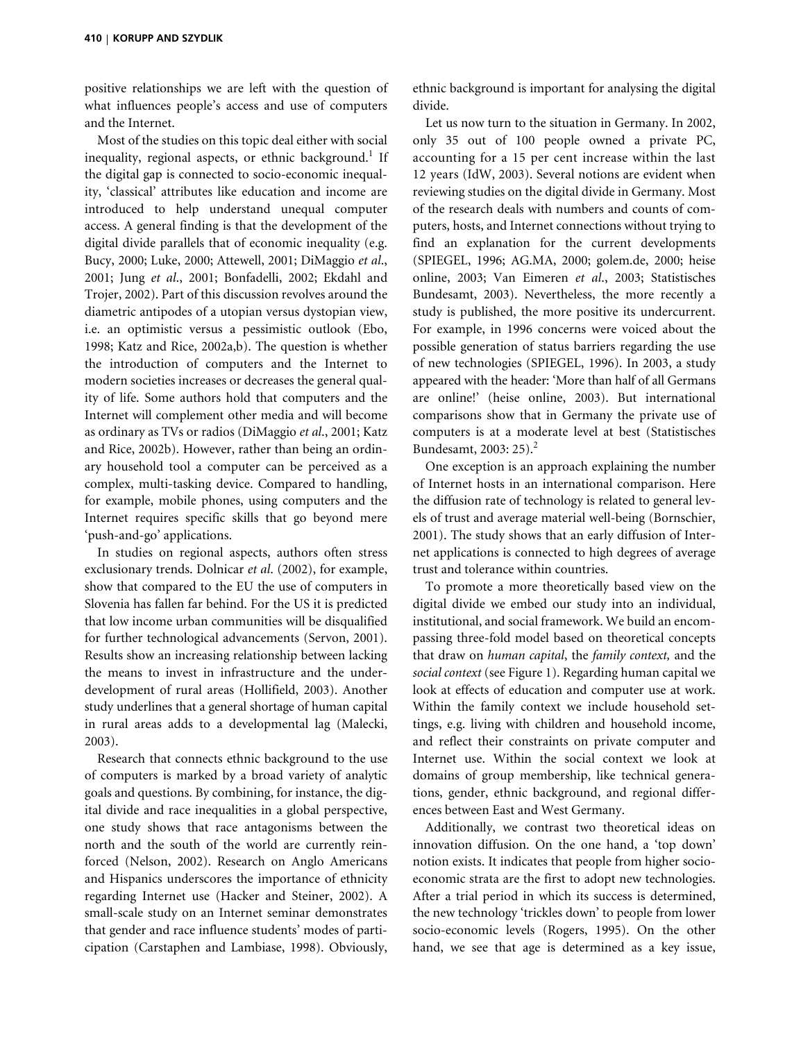positive relationships we are left with the question of what influences people's access and use of computers and the Internet.

Most of the studies on this topic deal either with social inequality, regional aspects, or ethnic background.[1] If the digital gap is connected to socio-economic inequality, 'classical' attributes like education and income are introduced to help understand unequal computer access. A general finding is that the development of the digital divide parallels that of economic inequality (e.g. Bucy, 2000; Luke, 2000; Attewell, 2001; DiMaggio *et al.*, 2001; Jung *et al.*, 2001; Bonfadelli, 2002; Ekdahl and Trojer, 2002). Part of this discussion revolves around the diametric antipodes of a utopian versus dystopian view, i.e. an optimistic versus a pessimistic outlook (Ebo, 1998; Katz and Rice, 2002a,b). The question is whether the introduction of computers and the Internet to modern societies increases or decreases the general quality of life. Some authors hold that computers and the Internet will complement other media and will become as ordinary as TVs or radios (DiMaggio *et al.*, 2001; Katz and Rice, 2002b). However, rather than being an ordinary household tool a computer can be perceived as a complex, multi-tasking device. Compared to handling, for example, mobile phones, using computers and the Internet requires specific skills that go beyond mere 'push-and-go' applications.

In studies on regional aspects, authors often stress exclusionary trends. Dolnicar *et al.* (2002), for example, show that compared to the EU the use of computers in Slovenia has fallen far behind. For the US it is predicted that low income urban communities will be disqualified for further technological advancements (Servon, 2001). Results show an increasing relationship between lacking the means to invest in infrastructure and the underdevelopment of rural areas (Hollifield, 2003). Another study underlines that a general shortage of human capital in rural areas adds to a developmental lag (Malecki, 2003).

Research that connects ethnic background to the use of computers is marked by a broad variety of analytic goals and questions. By combining, for instance, the digital divide and race inequalities in a global perspective, one study shows that race antagonisms between the north and the south of the world are currently reinforced (Nelson, 2002). Research on Anglo Americans and Hispanics underscores the importance of ethnicity regarding Internet use (Hacker and Steiner, 2002). A small-scale study on an Internet seminar demonstrates that gender and race influence students' modes of participation (Carstaphen and Lambiase, 1998). Obviously, ethnic background is important for analysing the digital divide.

Let us now turn to the situation in Germany. In 2002, only 35 out of 100 people owned a private PC, accounting for a 15 per cent increase within the last 12 years (IdW, 2003). Several notions are evident when reviewing studies on the digital divide in Germany. Most of the research deals with numbers and counts of computers, hosts, and Internet connections without trying to find an explanation for the current developments (SPIEGEL, 1996; AG.MA, 2000; golem.de, 2000; heise online, 2003; Van Eimeren *et al.*, 2003; Statistisches Bundesamt, 2003). Nevertheless, the more recently a study is published, the more positive its undercurrent. For example, in 1996 concerns were voiced about the possible generation of status barriers regarding the use of new technologies (SPIEGEL, 1996). In 2003, a study appeared with the header: 'More than half of all Germans are online!' (heise online, 2003). But international comparisons show that in Germany the private use of computers is at a moderate level at best (Statistisches Bundesamt, 2003: 25).[2]

One exception is an approach explaining the number of Internet hosts in an international comparison. Here the diffusion rate of technology is related to general levels of trust and average material well-being (Bornschier, 2001). The study shows that an early diffusion of Internet applications is connected to high degrees of average trust and tolerance within countries.

To promote a more theoretically based view on the digital divide we embed our study into an individual, institutional, and social framework. We build an encompassing three-fold model based on theoretical concepts that draw on *human capital*, the *family context,* and the *social context* (see Figure 1). Regarding human capital we look at effects of education and computer use at work. Within the family context we include household settings, e.g. living with children and household income, and reflect their constraints on private computer and Internet use. Within the social context we look at domains of group membership, like technical generations, gender, ethnic background, and regional differences between East and West Germany.

Additionally, we contrast two theoretical ideas on innovation diffusion. On the one hand, a 'top down' notion exists. It indicates that people from higher socio-economic strata are the first to adopt new technologies. After a trial period in which its success is determined, the new technology 'trickles down' to people from lower socio-economic levels (Rogers, 1995). On the other hand, we see that age is determined as a key issue,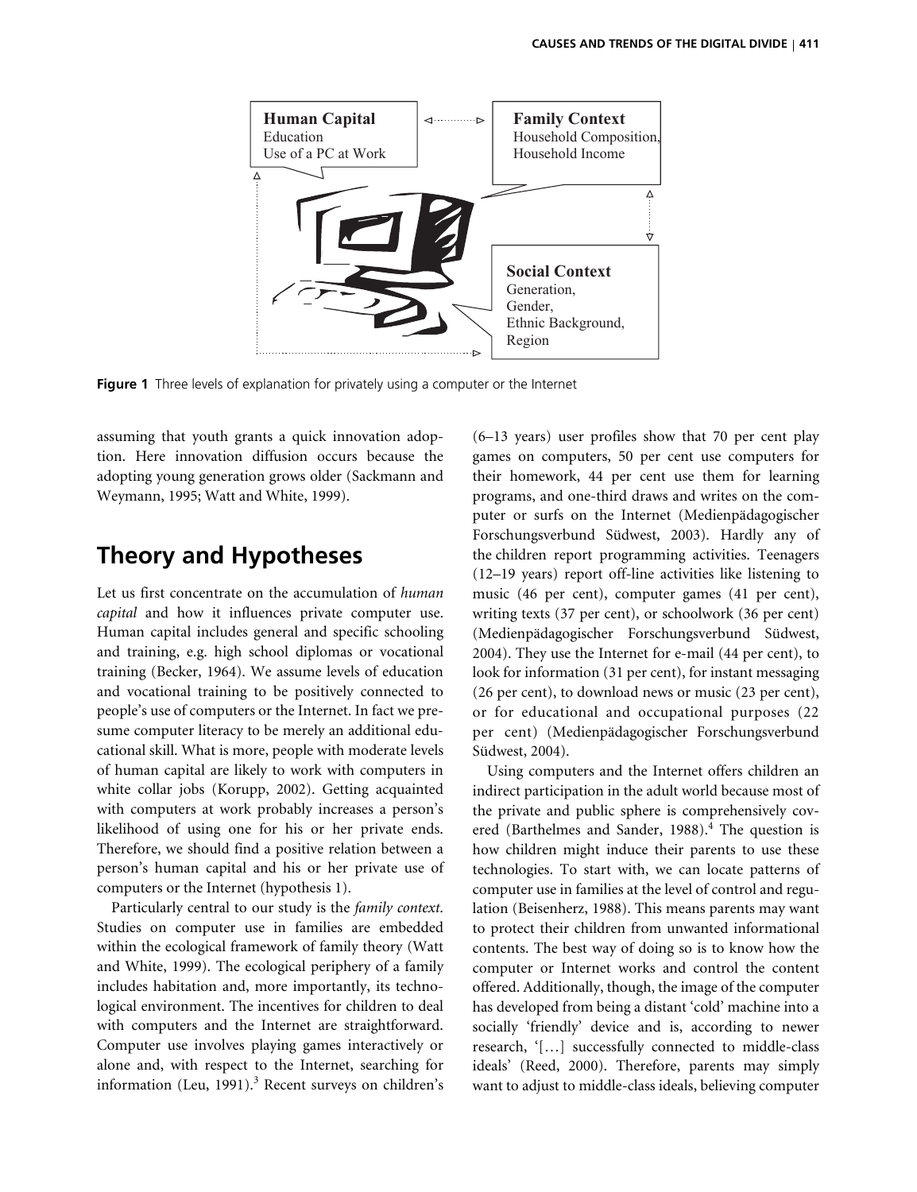Figure 1 Three levels of explanation for privately using a computer or the Internet

assuming that youth grants a quick innovation adoption. Here innovation diffusion occurs because the adopting young generation grows older (Sackmann and Weymann, 1995; Watt and White, 1999).

## Theory and Hypotheses

Let us first concentrate on the accumulation of *human capital* and how it influences private computer use. Human capital includes general and specific schooling and training, e.g. high school diplomas or vocational training (Becker, 1964). We assume levels of education and vocational training to be positively connected to people's use of computers or the Internet. In fact we presume computer literacy to be merely an additional educational skill. What is more, people with moderate levels of human capital are likely to work with computers in white collar jobs (Korupp, 2002). Getting acquainted with computers at work probably increases a person's likelihood of using one for his or her private ends. Therefore, we should find a positive relation between a person's human capital and his or her private use of computers or the Internet (hypothesis 1).

Particularly central to our study is the *family context*. Studies on computer use in families are embedded within the ecological framework of family theory (Watt and White, 1999). The ecological periphery of a family includes habitation and, more importantly, its technological environment. The incentives for children to deal with computers and the Internet are straightforward. Computer use involves playing games interactively or alone and, with respect to the Internet, searching for information (Leu, 1991).[3] Recent surveys on children's (6–13 years) user profiles show that 70 per cent play games on computers, 50 per cent use computers for their homework, 44 per cent use them for learning programs, and one-third draws and writes on the computer or surfs on the Internet (Medienpädagogischer Forschungsverbund Südwest, 2003). Hardly any of the children report programming activities. Teenagers (12–19 years) report off-line activities like listening to music (46 per cent), computer games (41 per cent), writing texts (37 per cent), or schoolwork (36 per cent) (Medienpädagogischer Forschungsverbund Südwest, 2004). They use the Internet for e-mail (44 per cent), to look for information (31 per cent), for instant messaging (26 per cent), to download news or music (23 per cent), or for educational and occupational purposes (22 per cent) (Medienpädagogischer Forschungsverbund Südwest, 2004).

Using computers and the Internet offers children an indirect participation in the adult world because most of the private and public sphere is comprehensively covered (Barthelmes and Sander, 1988).[4] The question is how children might induce their parents to use these technologies. To start with, we can locate patterns of computer use in families at the level of control and regulation (Beisenherz, 1988). This means parents may want to protect their children from unwanted informational contents. The best way of doing so is to know how the computer or Internet works and control the content offered. Additionally, though, the image of the computer has developed from being a distant 'cold' machine into a socially 'friendly' device and is, according to newer research, '[…] successfully connected to middle-class ideals' (Reed, 2000). Therefore, parents may simply want to adjust to middle-class ideals, believing computer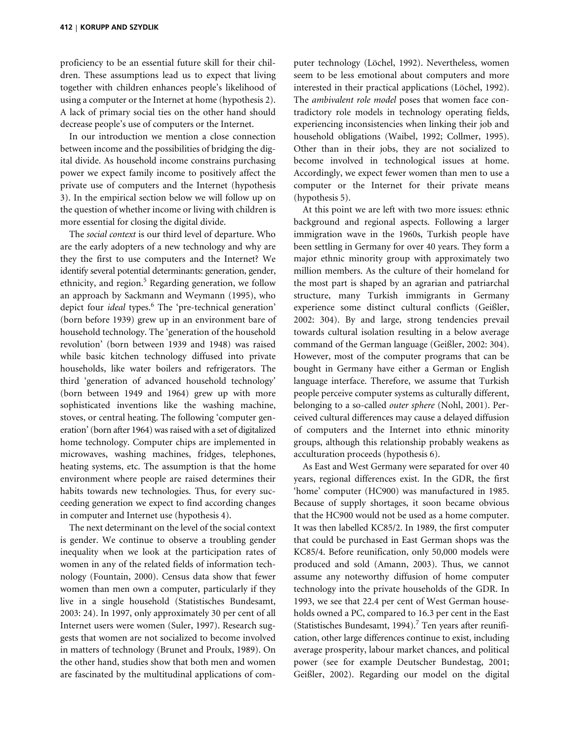proficiency to be an essential future skill for their children. These assumptions lead us to expect that living together with children enhances people's likelihood of using a computer or the Internet at home (hypothesis 2). A lack of primary social ties on the other hand should decrease people's use of computers or the Internet.

In our introduction we mention a close connection between income and the possibilities of bridging the digital divide. As household income constrains purchasing power we expect family income to positively affect the private use of computers and the Internet (hypothesis 3). In the empirical section below we will follow up on the question of whether income or living with children is more essential for closing the digital divide.

The *social context* is our third level of departure. Who are the early adopters of a new technology and why are they the first to use computers and the Internet? We identify several potential determinants: generation, gender, ethnicity, and region.[5] Regarding generation, we follow an approach by Sackmann and Weymann (1995), who depict four *ideal* types.[6] The 'pre-technical generation' (born before 1939) grew up in an environment bare of household technology. The 'generation of the household revolution' (born between 1939 and 1948) was raised while basic kitchen technology diffused into private households, like water boilers and refrigerators. The third 'generation of advanced household technology' (born between 1949 and 1964) grew up with more sophisticated inventions like the washing machine, stoves, or central heating. The following 'computer generation' (born after 1964) was raised with a set of digitalized home technology. Computer chips are implemented in microwaves, washing machines, fridges, telephones, heating systems, etc. The assumption is that the home environment where people are raised determines their habits towards new technologies. Thus, for every succeeding generation we expect to find according changes in computer and Internet use (hypothesis 4).

The next determinant on the level of the social context is gender. We continue to observe a troubling gender inequality when we look at the participation rates of women in any of the related fields of information technology (Fountain, 2000). Census data show that fewer women than men own a computer, particularly if they live in a single household (Statistisches Bundesamt, 2003: 24). In 1997, only approximately 30 per cent of all Internet users were women (Suler, 1997). Research suggests that women are not socialized to become involved in matters of technology (Brunet and Proulx, 1989). On the other hand, studies show that both men and women are fascinated by the multitudinal applications of computer technology (Löchel, 1992). Nevertheless, women seem to be less emotional about computers and more interested in their practical applications (Löchel, 1992). The *ambivalent role model* poses that women face contradictory role models in technology operating fields, experiencing inconsistencies when linking their job and household obligations (Waibel, 1992; Collmer, 1995). Other than in their jobs, they are not socialized to become involved in technological issues at home. Accordingly, we expect fewer women than men to use a computer or the Internet for their private means (hypothesis 5).

At this point we are left with two more issues: ethnic background and regional aspects. Following a larger immigration wave in the 1960s, Turkish people have been settling in Germany for over 40 years. They form a major ethnic minority group with approximately two million members. As the culture of their homeland for the most part is shaped by an agrarian and patriarchal structure, many Turkish immigrants in Germany experience some distinct cultural conflicts (Geißler, 2002: 304). By and large, strong tendencies prevail towards cultural isolation resulting in a below average command of the German language (Geißler, 2002: 304). However, most of the computer programs that can be bought in Germany have either a German or English language interface. Therefore, we assume that Turkish people perceive computer systems as culturally different, belonging to a so-called *outer sphere* (Nohl, 2001). Perceived cultural differences may cause a delayed diffusion of computers and the Internet into ethnic minority groups, although this relationship probably weakens as acculturation proceeds (hypothesis 6).

As East and West Germany were separated for over 40 years, regional differences exist. In the GDR, the first 'home' computer (HC900) was manufactured in 1985. Because of supply shortages, it soon became obvious that the HC900 would not be used as a home computer. It was then labelled KC85/2. In 1989, the first computer that could be purchased in East German shops was the KC85/4. Before reunification, only 50,000 models were produced and sold (Amann, 2003). Thus, we cannot assume any noteworthy diffusion of home computer technology into the private households of the GDR. In 1993, we see that 22.4 per cent of West German households owned a PC, compared to 16.3 per cent in the East (Statistisches Bundesamt, 1994).[7] Ten years after reunification, other large differences continue to exist, including average prosperity, labour market chances, and political power (see for example Deutscher Bundestag, 2001; Geißler, 2002). Regarding our model on the digital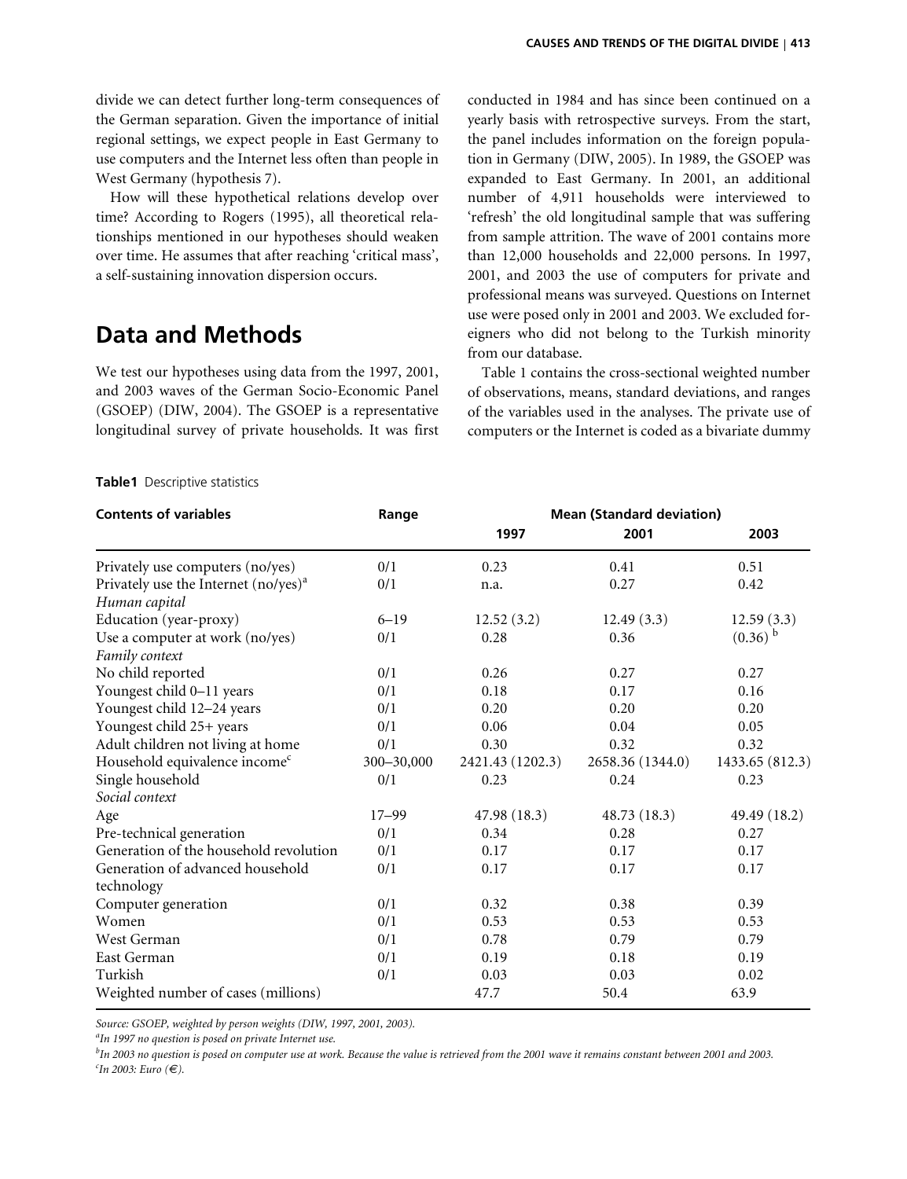divide we can detect further long-term consequences of the German separation. Given the importance of initial regional settings, we expect people in East Germany to use computers and the Internet less often than people in West Germany (hypothesis 7).

How will these hypothetical relations develop over time? According to Rogers (1995), all theoretical relationships mentioned in our hypotheses should weaken over time. He assumes that after reaching 'critical mass', a self-sustaining innovation dispersion occurs.

## Data and Methods

We test our hypotheses using data from the 1997, 2001, and 2003 waves of the German Socio-Economic Panel (GSOEP) (DIW, 2004). The GSOEP is a representative longitudinal survey of private households. It was first conducted in 1984 and has since been continued on a yearly basis with retrospective surveys. From the start, the panel includes information on the foreign population in Germany (DIW, 2005). In 1989, the GSOEP was expanded to East Germany. In 2001, an additional number of 4,911 households were interviewed to 'refresh' the old longitudinal sample that was suffering from sample attrition. The wave of 2001 contains more than 12,000 households and 22,000 persons. In 1997, 2001, and 2003 the use of computers for private and professional means was surveyed. Questions on Internet use were posed only in 2001 and 2003. We excluded foreigners who did not belong to the Turkish minority from our database.

Table 1 contains the cross-sectional weighted number of observations, means, standard deviations, and ranges of the variables used in the analyses. The private use of computers or the Internet is coded as a bivariate dummy

**Table1** Descriptive statistics

| Contents of variables | Range | Mean (Standard deviation) | | |
|---|---|---|---|---|
| | | 1997 | 2001 | 2003 |
| Privately use computers (no/yes) | 0/1 | 0.23 | 0.41 | 0.51 |
| Privately use the Internet (no/yes)[a] | 0/1 | n.a. | 0.27 | 0.42 |
| *Human capital* | | | | |
| Education (year-proxy) | 6–19 | 12.52 (3.2) | 12.49 (3.3) | 12.59 (3.3) |
| Use a computer at work (no/yes) | 0/1 | 0.28 | 0.36 | (0.36) [b] |
| *Family context* | | | | |
| No child reported | 0/1 | 0.26 | 0.27 | 0.27 |
| Youngest child 0–11 years | 0/1 | 0.18 | 0.17 | 0.16 |
| Youngest child 12–24 years | 0/1 | 0.20 | 0.20 | 0.20 |
| Youngest child 25+ years | 0/1 | 0.06 | 0.04 | 0.05 |
| Adult children not living at home | 0/1 | 0.30 | 0.32 | 0.32 |
| Household equivalence income[c] | 300–30,000 | 2421.43 (1202.3) | 2658.36 (1344.0) | 1433.65 (812.3) |
| Single household | 0/1 | 0.23 | 0.24 | 0.23 |
| *Social context* | | | | |
| Age | 17–99 | 47.98 (18.3) | 48.73 (18.3) | 49.49 (18.2) |
| Pre-technical generation | 0/1 | 0.34 | 0.28 | 0.27 |
| Generation of the household revolution | 0/1 | 0.17 | 0.17 | 0.17 |
| Generation of advanced household technology | 0/1 | 0.17 | 0.17 | 0.17 |
| Computer generation | 0/1 | 0.32 | 0.38 | 0.39 |
| Women | 0/1 | 0.53 | 0.53 | 0.53 |
| West German | 0/1 | 0.78 | 0.79 | 0.79 |
| East German | 0/1 | 0.19 | 0.18 | 0.19 |
| Turkish | 0/1 | 0.03 | 0.03 | 0.02 |
| Weighted number of cases (millions) | | 47.7 | 50.4 | 63.9 |

*Source: GSOEP, weighted by person weights (DIW, 1997, 2001, 2003).*

[a]*In 1997 no question is posed on private Internet use.*

[b]*In 2003 no question is posed on computer use at work. Because the value is retrieved from the 2001 wave it remains constant between 2001 and 2003.*

[c]*In 2003: Euro (€).*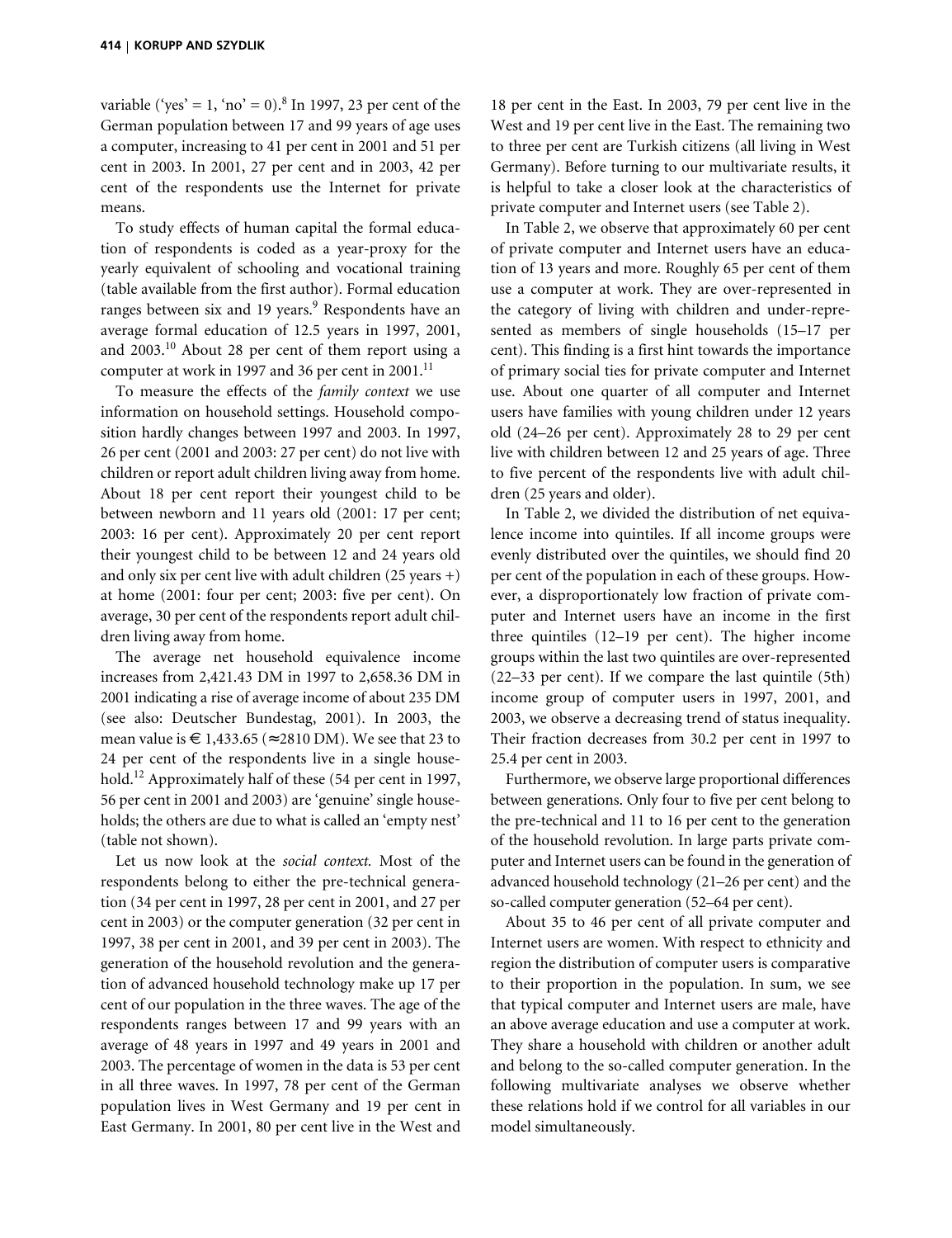variable ('yes' = 1, 'no' = 0).[8] In 1997, 23 per cent of the German population between 17 and 99 years of age uses a computer, increasing to 41 per cent in 2001 and 51 per cent in 2003. In 2001, 27 per cent and in 2003, 42 per cent of the respondents use the Internet for private means.

To study effects of human capital the formal education of respondents is coded as a year-proxy for the yearly equivalent of schooling and vocational training (table available from the first author). Formal education ranges between six and 19 years.[9] Respondents have an average formal education of 12.5 years in 1997, 2001, and 2003.[10] About 28 per cent of them report using a computer at work in 1997 and 36 per cent in 2001.[11]

To measure the effects of the *family context* we use information on household settings. Household composition hardly changes between 1997 and 2003. In 1997, 26 per cent (2001 and 2003: 27 per cent) do not live with children or report adult children living away from home. About 18 per cent report their youngest child to be between newborn and 11 years old (2001: 17 per cent; 2003: 16 per cent). Approximately 20 per cent report their youngest child to be between 12 and 24 years old and only six per cent live with adult children (25 years +) at home (2001: four per cent; 2003: five per cent). On average, 30 per cent of the respondents report adult children living away from home.

The average net household equivalence income increases from 2,421.43 DM in 1997 to 2,658.36 DM in 2001 indicating a rise of average income of about 235 DM (see also: Deutscher Bundestag, 2001). In 2003, the mean value is € 1,433.65 (≈2810 DM). We see that 23 to 24 per cent of the respondents live in a single household.[12] Approximately half of these (54 per cent in 1997, 56 per cent in 2001 and 2003) are 'genuine' single households; the others are due to what is called an 'empty nest' (table not shown).

Let us now look at the *social context*. Most of the respondents belong to either the pre-technical generation (34 per cent in 1997, 28 per cent in 2001, and 27 per cent in 2003) or the computer generation (32 per cent in 1997, 38 per cent in 2001, and 39 per cent in 2003). The generation of the household revolution and the generation of advanced household technology make up 17 per cent of our population in the three waves. The age of the respondents ranges between 17 and 99 years with an average of 48 years in 1997 and 49 years in 2001 and 2003. The percentage of women in the data is 53 per cent in all three waves. In 1997, 78 per cent of the German population lives in West Germany and 19 per cent in East Germany. In 2001, 80 per cent live in the West and 18 per cent in the East. In 2003, 79 per cent live in the West and 19 per cent live in the East. The remaining two to three per cent are Turkish citizens (all living in West Germany). Before turning to our multivariate results, it is helpful to take a closer look at the characteristics of private computer and Internet users (see Table 2).

In Table 2, we observe that approximately 60 per cent of private computer and Internet users have an education of 13 years and more. Roughly 65 per cent of them use a computer at work. They are over-represented in the category of living with children and under-represented as members of single households (15–17 per cent). This finding is a first hint towards the importance of primary social ties for private computer and Internet use. About one quarter of all computer and Internet users have families with young children under 12 years old (24–26 per cent). Approximately 28 to 29 per cent live with children between 12 and 25 years of age. Three to five percent of the respondents live with adult children (25 years and older).

In Table 2, we divided the distribution of net equivalence income into quintiles. If all income groups were evenly distributed over the quintiles, we should find 20 per cent of the population in each of these groups. However, a disproportionately low fraction of private computer and Internet users have an income in the first three quintiles (12–19 per cent). The higher income groups within the last two quintiles are over-represented (22–33 per cent). If we compare the last quintile (5th) income group of computer users in 1997, 2001, and 2003, we observe a decreasing trend of status inequality. Their fraction decreases from 30.2 per cent in 1997 to 25.4 per cent in 2003.

Furthermore, we observe large proportional differences between generations. Only four to five per cent belong to the pre-technical and 11 to 16 per cent to the generation of the household revolution. In large parts private computer and Internet users can be found in the generation of advanced household technology (21–26 per cent) and the so-called computer generation (52–64 per cent).

About 35 to 46 per cent of all private computer and Internet users are women. With respect to ethnicity and region the distribution of computer users is comparative to their proportion in the population. In sum, we see that typical computer and Internet users are male, have an above average education and use a computer at work. They share a household with children or another adult and belong to the so-called computer generation. In the following multivariate analyses we observe whether these relations hold if we control for all variables in our model simultaneously.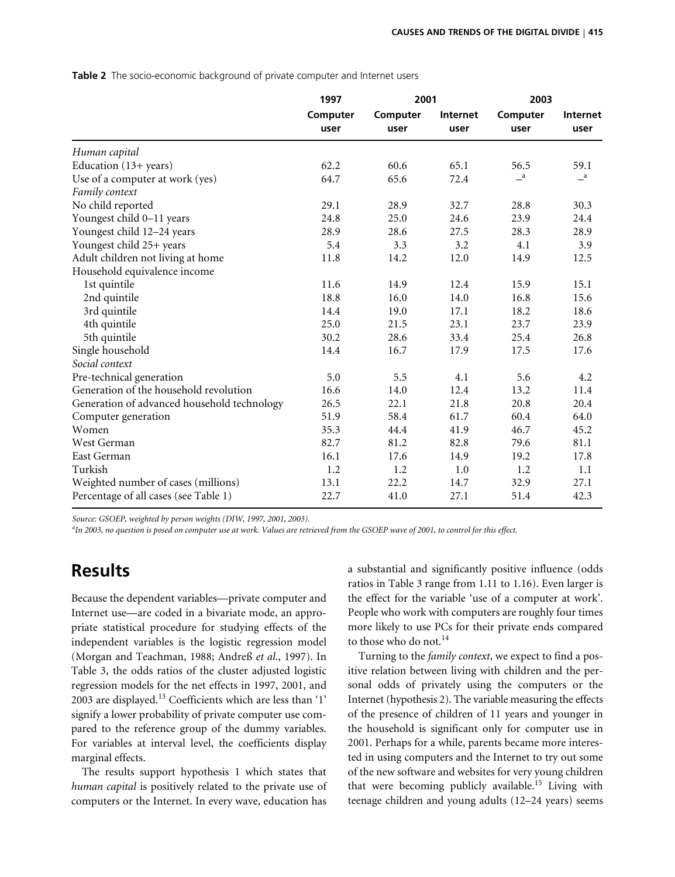**Table 2** The socio-economic background of private computer and Internet users

| | 1997 | 2001 | | 2003 | |
|---|---|---|---|---|---|
| | Computer user | Computer user | Internet user | Computer user | Internet user |
| *Human capital* | | | | | |
| Education (13+ years) | 62.2 | 60.6 | 65.1 | 56.5 | 59.1 |
| Use of a computer at work (yes) | 64.7 | 65.6 | 72.4 | –[a] | –[a] |
| *Family context* | | | | | |
| No child reported | 29.1 | 28.9 | 32.7 | 28.8 | 30.3 |
| Youngest child 0–11 years | 24.8 | 25.0 | 24.6 | 23.9 | 24.4 |
| Youngest child 12–24 years | 28.9 | 28.6 | 27.5 | 28.3 | 28.9 |
| Youngest child 25+ years | 5.4 | 3.3 | 3.2 | 4.1 | 3.9 |
| Adult children not living at home | 11.8 | 14.2 | 12.0 | 14.9 | 12.5 |
| Household equivalence income | | | | | |
| 1st quintile | 11.6 | 14.9 | 12.4 | 15.9 | 15.1 |
| 2nd quintile | 18.8 | 16.0 | 14.0 | 16.8 | 15.6 |
| 3rd quintile | 14.4 | 19.0 | 17.1 | 18.2 | 18.6 |
| 4th quintile | 25.0 | 21.5 | 23.1 | 23.7 | 23.9 |
| 5th quintile | 30.2 | 28.6 | 33.4 | 25.4 | 26.8 |
| Single household | 14.4 | 16.7 | 17.9 | 17.5 | 17.6 |
| *Social context* | | | | | |
| Pre-technical generation | 5.0 | 5.5 | 4.1 | 5.6 | 4.2 |
| Generation of the household revolution | 16.6 | 14.0 | 12.4 | 13.2 | 11.4 |
| Generation of advanced household technology | 26.5 | 22.1 | 21.8 | 20.8 | 20.4 |
| Computer generation | 51.9 | 58.4 | 61.7 | 60.4 | 64.0 |
| Women | 35.3 | 44.4 | 41.9 | 46.7 | 45.2 |
| West German | 82.7 | 81.2 | 82.8 | 79.6 | 81.1 |
| East German | 16.1 | 17.6 | 14.9 | 19.2 | 17.8 |
| Turkish | 1.2 | 1.2 | 1.0 | 1.2 | 1.1 |
| Weighted number of cases (millions) | 13.1 | 22.2 | 14.7 | 32.9 | 27.1 |
| Percentage of all cases (see Table 1) | 22.7 | 41.0 | 27.1 | 51.4 | 42.3 |

*Source: GSOEP, weighted by person weights (DIW, 1997, 2001, 2003).*

[a]*In 2003, no question is posed on computer use at work. Values are retrieved from the GSOEP wave of 2001, to control for this effect.*

## Results

Because the dependent variables—private computer and Internet use—are coded in a bivariate mode, an appropriate statistical procedure for studying effects of the independent variables is the logistic regression model (Morgan and Teachman, 1988; Andreß *et al*., 1997). In Table 3, the odds ratios of the cluster adjusted logistic regression models for the net effects in 1997, 2001, and 2003 are displayed.[13] Coefficients which are less than '1' signify a lower probability of private computer use compared to the reference group of the dummy variables. For variables at interval level, the coefficients display marginal effects.

The results support hypothesis 1 which states that *human capital* is positively related to the private use of computers or the Internet. In every wave, education has a substantial and significantly positive influence (odds ratios in Table 3 range from 1.11 to 1.16). Even larger is the effect for the variable 'use of a computer at work'. People who work with computers are roughly four times more likely to use PCs for their private ends compared to those who do not.[14]

Turning to the *family context*, we expect to find a positive relation between living with children and the personal odds of privately using the computers or the Internet (hypothesis 2). The variable measuring the effects of the presence of children of 11 years and younger in the household is significant only for computer use in 2001. Perhaps for a while, parents became more interested in using computers and the Internet to try out some of the new software and websites for very young children that were becoming publicly available.[15] Living with teenage children and young adults (12–24 years) seems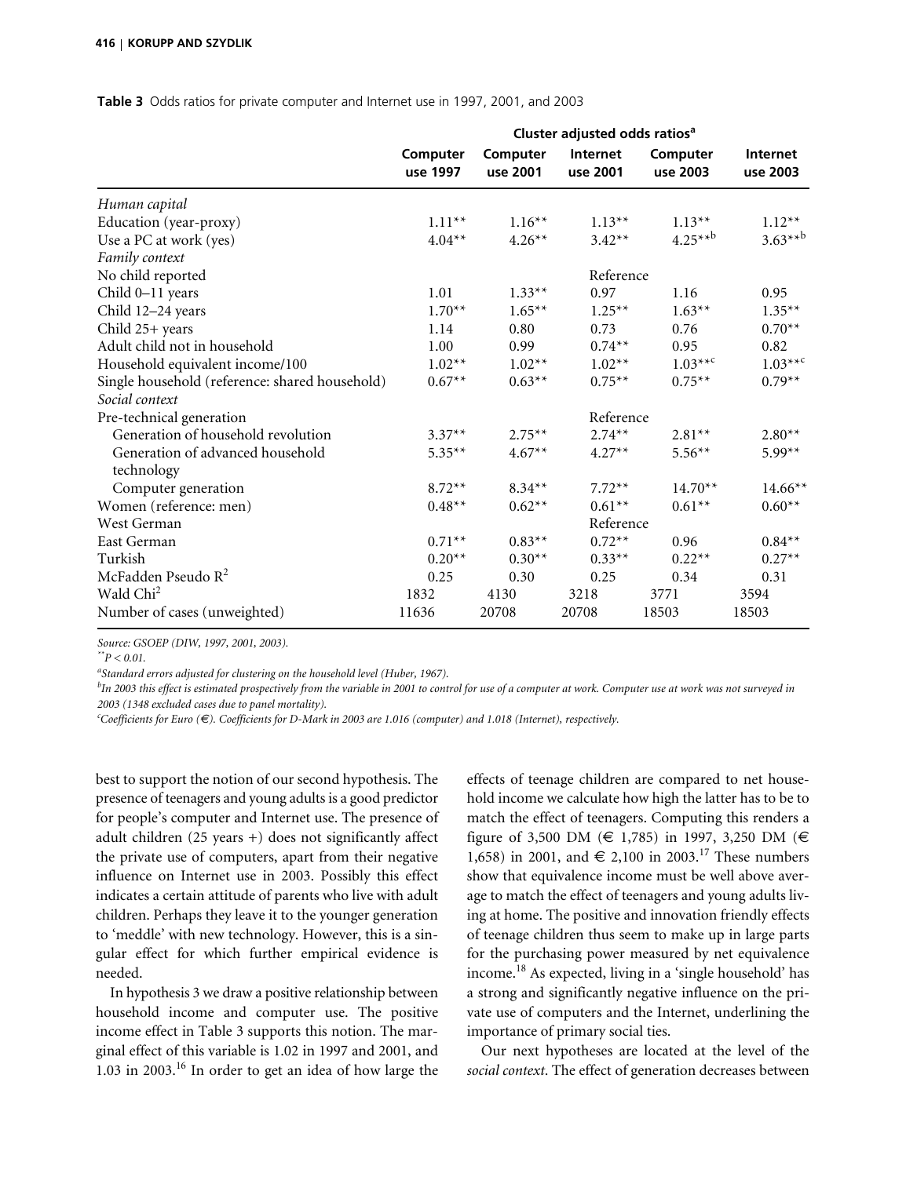**Table 3** Odds ratios for private computer and Internet use in 1997, 2001, and 2003

| | Cluster adjusted odds ratios[a] | | | | |
|---|---|---|---|---|---|
| | Computer use 1997 | Computer use 2001 | Internet use 2001 | Computer use 2003 | Internet use 2003 |
| *Human capital* | | | | | |
| Education (year-proxy) | 1.11** | 1.16** | 1.13** | 1.13** | 1.12** |
| Use a PC at work (yes) | 4.04** | 4.26** | 3.42** | 4.25**[b] | 3.63**[b] |
| *Family context* | | | | | |
| No child reported | | | Reference | | |
| Child 0–11 years | 1.01 | 1.33** | 0.97 | 1.16 | 0.95 |
| Child 12–24 years | 1.70** | 1.65** | 1.25** | 1.63** | 1.35** |
| Child 25+ years | 1.14 | 0.80 | 0.73 | 0.76 | 0.70** |
| Adult child not in household | 1.00 | 0.99 | 0.74** | 0.95 | 0.82 |
| Household equivalent income/100 | 1.02** | 1.02** | 1.02** | 1.03**[c] | 1.03**[c] |
| Single household (reference: shared household) | 0.67** | 0.63** | 0.75** | 0.75** | 0.79** |
| *Social context* | | | | | |
| Pre-technical generation | | | Reference | | |
| Generation of household revolution | 3.37** | 2.75** | 2.74** | 2.81** | 2.80** |
| Generation of advanced household technology | 5.35** | 4.67** | 4.27** | 5.56** | 5.99** |
| Computer generation | 8.72** | 8.34** | 7.72** | 14.70** | 14.66** |
| Women (reference: men) | 0.48** | 0.62** | 0.61** | 0.61** | 0.60** |
| West German | | | Reference | | |
| East German | 0.71** | 0.83** | 0.72** | 0.96 | 0.84** |
| Turkish | 0.20** | 0.30** | 0.33** | 0.22** | 0.27** |
| McFadden Pseudo $R^2$ | 0.25 | 0.30 | 0.25 | 0.34 | 0.31 |
| Wald $Chi^2$ | 1832 | 4130 | 3218 | 3771 | 3594 |
| Number of cases (unweighted) | 11636 | 20708 | 20708 | 18503 | 18503 |

*Source: GSOEP (DIW, 1997, 2001, 2003).*

**$P < 0.01$.*

[a]*Standard errors adjusted for clustering on the household level (Huber, 1967).*

[b]*In 2003 this effect is estimated prospectively from the variable in 2001 to control for use of a computer at work. Computer use at work was not surveyed in 2003 (1348 excluded cases due to panel mortality).*

[c]*Coefficients for Euro (€). Coefficients for D-Mark in 2003 are 1.016 (computer) and 1.018 (Internet), respectively.*

best to support the notion of our second hypothesis. The presence of teenagers and young adults is a good predictor for people's computer and Internet use. The presence of adult children (25 years +) does not significantly affect the private use of computers, apart from their negative influence on Internet use in 2003. Possibly this effect indicates a certain attitude of parents who live with adult children. Perhaps they leave it to the younger generation to 'meddle' with new technology. However, this is a singular effect for which further empirical evidence is needed.

In hypothesis 3 we draw a positive relationship between household income and computer use. The positive income effect in Table 3 supports this notion. The marginal effect of this variable is 1.02 in 1997 and 2001, and 1.03 in 2003.[16] In order to get an idea of how large the effects of teenage children are compared to net household income we calculate how high the latter has to be to match the effect of teenagers. Computing this renders a figure of 3,500 DM (€ 1,785) in 1997, 3,250 DM (€ 1,658) in 2001, and € 2,100 in 2003.[17] These numbers show that equivalence income must be well above average to match the effect of teenagers and young adults living at home. The positive and innovation friendly effects of teenage children thus seem to make up in large parts for the purchasing power measured by net equivalence income.[18] As expected, living in a 'single household' has a strong and significantly negative influence on the private use of computers and the Internet, underlining the importance of primary social ties.

Our next hypotheses are located at the level of the *social context*. The effect of generation decreases between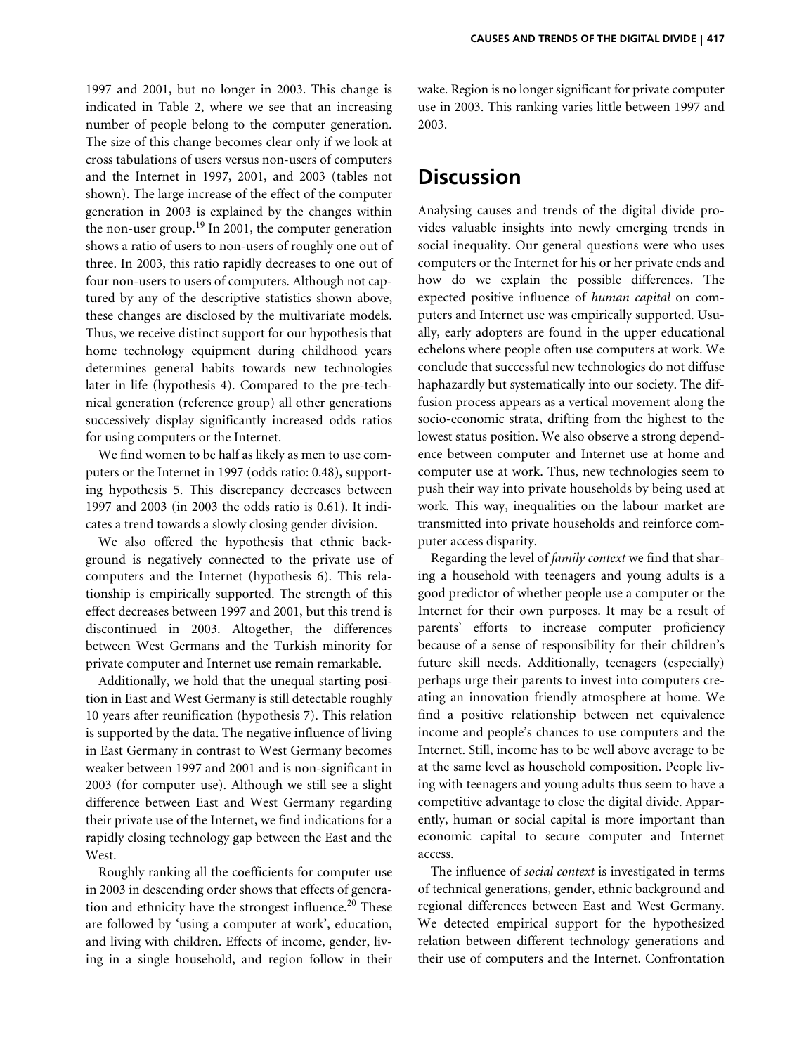1997 and 2001, but no longer in 2003. This change is indicated in Table 2, where we see that an increasing number of people belong to the computer generation. The size of this change becomes clear only if we look at cross tabulations of users versus non-users of computers and the Internet in 1997, 2001, and 2003 (tables not shown). The large increase of the effect of the computer generation in 2003 is explained by the changes within the non-user group.[19] In 2001, the computer generation shows a ratio of users to non-users of roughly one out of three. In 2003, this ratio rapidly decreases to one out of four non-users to users of computers. Although not captured by any of the descriptive statistics shown above, these changes are disclosed by the multivariate models. Thus, we receive distinct support for our hypothesis that home technology equipment during childhood years determines general habits towards new technologies later in life (hypothesis 4). Compared to the pre-technical generation (reference group) all other generations successively display significantly increased odds ratios for using computers or the Internet.

We find women to be half as likely as men to use computers or the Internet in 1997 (odds ratio: 0.48), supporting hypothesis 5. This discrepancy decreases between 1997 and 2003 (in 2003 the odds ratio is 0.61). It indicates a trend towards a slowly closing gender division.

We also offered the hypothesis that ethnic background is negatively connected to the private use of computers and the Internet (hypothesis 6). This relationship is empirically supported. The strength of this effect decreases between 1997 and 2001, but this trend is discontinued in 2003. Altogether, the differences between West Germans and the Turkish minority for private computer and Internet use remain remarkable.

Additionally, we hold that the unequal starting position in East and West Germany is still detectable roughly 10 years after reunification (hypothesis 7). This relation is supported by the data. The negative influence of living in East Germany in contrast to West Germany becomes weaker between 1997 and 2001 and is non-significant in 2003 (for computer use). Although we still see a slight difference between East and West Germany regarding their private use of the Internet, we find indications for a rapidly closing technology gap between the East and the West.

Roughly ranking all the coefficients for computer use in 2003 in descending order shows that effects of generation and ethnicity have the strongest influence.[20] These are followed by 'using a computer at work', education, and living with children. Effects of income, gender, living in a single household, and region follow in their wake. Region is no longer significant for private computer use in 2003. This ranking varies little between 1997 and 2003.

## Discussion

Analysing causes and trends of the digital divide provides valuable insights into newly emerging trends in social inequality. Our general questions were who uses computers or the Internet for his or her private ends and how do we explain the possible differences. The expected positive influence of *human capital* on computers and Internet use was empirically supported. Usually, early adopters are found in the upper educational echelons where people often use computers at work. We conclude that successful new technologies do not diffuse haphazardly but systematically into our society. The diffusion process appears as a vertical movement along the socio-economic strata, drifting from the highest to the lowest status position. We also observe a strong dependence between computer and Internet use at home and computer use at work. Thus, new technologies seem to push their way into private households by being used at work. This way, inequalities on the labour market are transmitted into private households and reinforce computer access disparity.

Regarding the level of *family context* we find that sharing a household with teenagers and young adults is a good predictor of whether people use a computer or the Internet for their own purposes. It may be a result of parents' efforts to increase computer proficiency because of a sense of responsibility for their children's future skill needs. Additionally, teenagers (especially) perhaps urge their parents to invest into computers creating an innovation friendly atmosphere at home. We find a positive relationship between net equivalence income and people's chances to use computers and the Internet. Still, income has to be well above average to be at the same level as household composition. People living with teenagers and young adults thus seem to have a competitive advantage to close the digital divide. Apparently, human or social capital is more important than economic capital to secure computer and Internet access.

The influence of *social context* is investigated in terms of technical generations, gender, ethnic background and regional differences between East and West Germany. We detected empirical support for the hypothesized relation between different technology generations and their use of computers and the Internet. Confrontation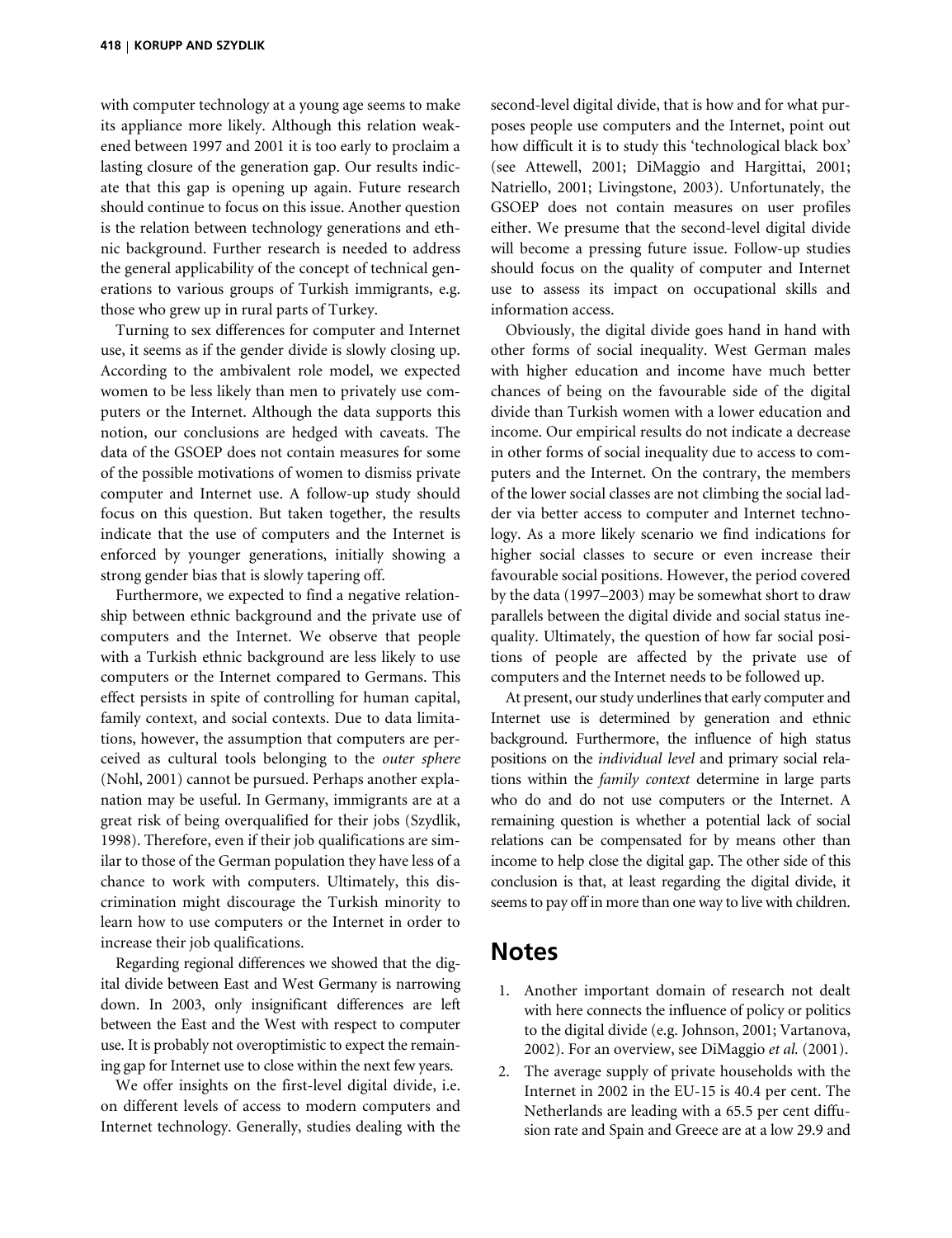with computer technology at a young age seems to make its appliance more likely. Although this relation weakened between 1997 and 2001 it is too early to proclaim a lasting closure of the generation gap. Our results indicate that this gap is opening up again. Future research should continue to focus on this issue. Another question is the relation between technology generations and ethnic background. Further research is needed to address the general applicability of the concept of technical generations to various groups of Turkish immigrants, e.g. those who grew up in rural parts of Turkey.

Turning to sex differences for computer and Internet use, it seems as if the gender divide is slowly closing up. According to the ambivalent role model, we expected women to be less likely than men to privately use computers or the Internet. Although the data supports this notion, our conclusions are hedged with caveats. The data of the GSOEP does not contain measures for some of the possible motivations of women to dismiss private computer and Internet use. A follow-up study should focus on this question. But taken together, the results indicate that the use of computers and the Internet is enforced by younger generations, initially showing a strong gender bias that is slowly tapering off.

Furthermore, we expected to find a negative relationship between ethnic background and the private use of computers and the Internet. We observe that people with a Turkish ethnic background are less likely to use computers or the Internet compared to Germans. This effect persists in spite of controlling for human capital, family context, and social contexts. Due to data limitations, however, the assumption that computers are perceived as cultural tools belonging to the *outer sphere* (Nohl, 2001) cannot be pursued. Perhaps another explanation may be useful. In Germany, immigrants are at a great risk of being overqualified for their jobs (Szydlik, 1998). Therefore, even if their job qualifications are similar to those of the German population they have less of a chance to work with computers. Ultimately, this discrimination might discourage the Turkish minority to learn how to use computers or the Internet in order to increase their job qualifications.

Regarding regional differences we showed that the digital divide between East and West Germany is narrowing down. In 2003, only insignificant differences are left between the East and the West with respect to computer use. It is probably not overoptimistic to expect the remaining gap for Internet use to close within the next few years.

We offer insights on the first-level digital divide, i.e. on different levels of access to modern computers and Internet technology. Generally, studies dealing with the second-level digital divide, that is how and for what purposes people use computers and the Internet, point out how difficult it is to study this 'technological black box' (see Attewell, 2001; DiMaggio and Hargittai, 2001; Natriello, 2001; Livingstone, 2003). Unfortunately, the GSOEP does not contain measures on user profiles either. We presume that the second-level digital divide will become a pressing future issue. Follow-up studies should focus on the quality of computer and Internet use to assess its impact on occupational skills and information access.

Obviously, the digital divide goes hand in hand with other forms of social inequality. West German males with higher education and income have much better chances of being on the favourable side of the digital divide than Turkish women with a lower education and income. Our empirical results do not indicate a decrease in other forms of social inequality due to access to computers and the Internet. On the contrary, the members of the lower social classes are not climbing the social ladder via better access to computer and Internet technology. As a more likely scenario we find indications for higher social classes to secure or even increase their favourable social positions. However, the period covered by the data (1997–2003) may be somewhat short to draw parallels between the digital divide and social status inequality. Ultimately, the question of how far social positions of people are affected by the private use of computers and the Internet needs to be followed up.

At present, our study underlines that early computer and Internet use is determined by generation and ethnic background. Furthermore, the influence of high status positions on the *individual level* and primary social relations within the *family context* determine in large parts who do and do not use computers or the Internet. A remaining question is whether a potential lack of social relations can be compensated for by means other than income to help close the digital gap. The other side of this conclusion is that, at least regarding the digital divide, it seems to pay off in more than one way to live with children.

## Notes

1. Another important domain of research not dealt with here connects the influence of policy or politics to the digital divide (e.g. Johnson, 2001; Vartanova, 2002). For an overview, see DiMaggio *et al.* (2001).
2. The average supply of private households with the Internet in 2002 in the EU-15 is 40.4 per cent. The Netherlands are leading with a 65.5 per cent diffusion rate and Spain and Greece are at a low 29.9 and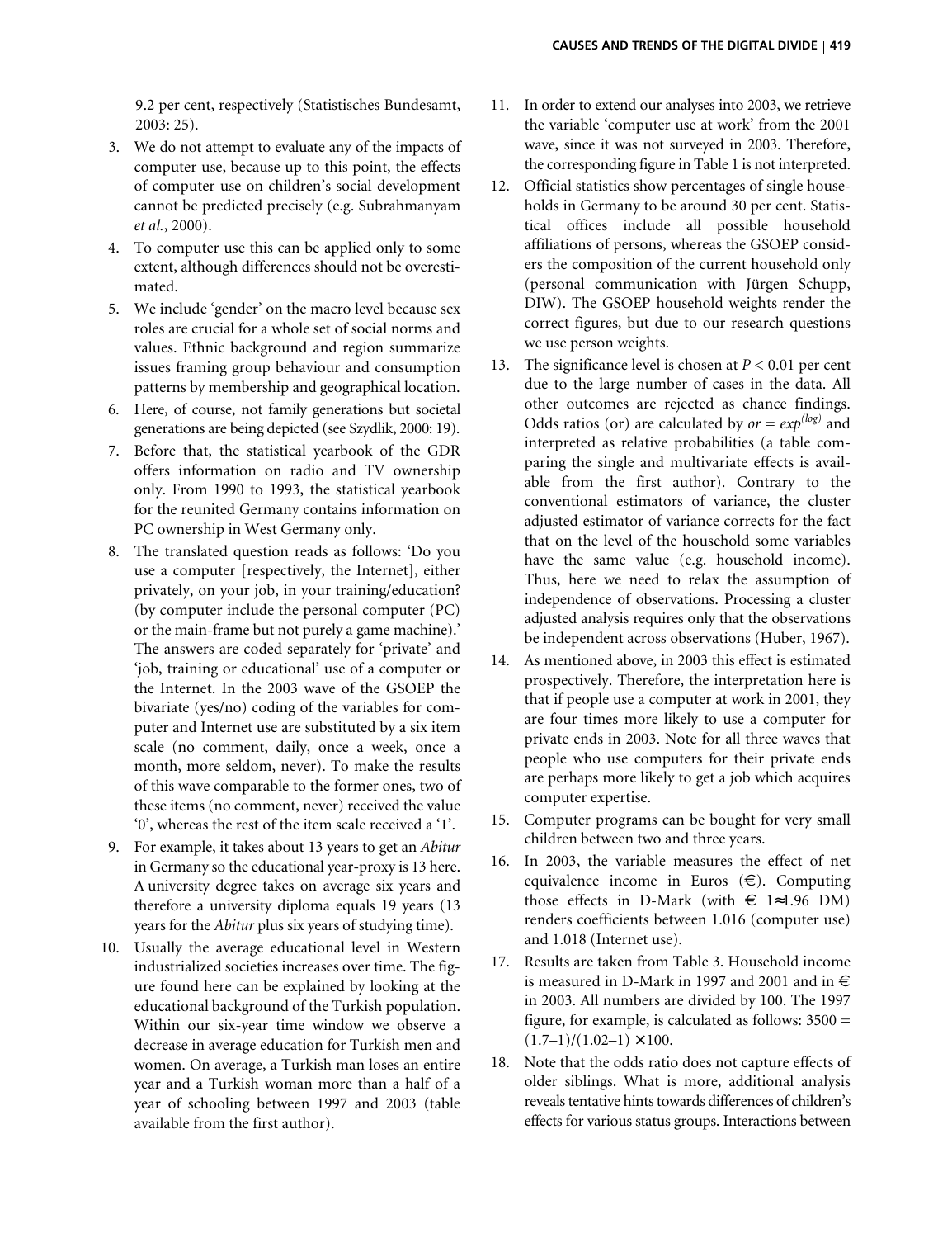9.2 per cent, respectively (Statistisches Bundesamt, 2003: 25).

3. We do not attempt to evaluate any of the impacts of computer use, because up to this point, the effects of computer use on children's social development cannot be predicted precisely (e.g. Subrahmanyam *et al.*, 2000).
4. To computer use this can be applied only to some extent, although differences should not be overestimated.
5. We include 'gender' on the macro level because sex roles are crucial for a whole set of social norms and values. Ethnic background and region summarize issues framing group behaviour and consumption patterns by membership and geographical location.
6. Here, of course, not family generations but societal generations are being depicted (see Szydlik, 2000: 19).
7. Before that, the statistical yearbook of the GDR offers information on radio and TV ownership only. From 1990 to 1993, the statistical yearbook for the reunited Germany contains information on PC ownership in West Germany only.
8. The translated question reads as follows: 'Do you use a computer [respectively, the Internet], either privately, on your job, in your training/education? (by computer include the personal computer (PC) or the main-frame but not purely a game machine).' The answers are coded separately for 'private' and 'job, training or educational' use of a computer or the Internet. In the 2003 wave of the GSOEP the bivariate (yes/no) coding of the variables for computer and Internet use are substituted by a six item scale (no comment, daily, once a week, once a month, more seldom, never). To make the results of this wave comparable to the former ones, two of these items (no comment, never) received the value '0', whereas the rest of the item scale received a '1'.
9. For example, it takes about 13 years to get an *Abitur* in Germany so the educational year-proxy is 13 here. A university degree takes on average six years and therefore a university diploma equals 19 years (13 years for the *Abitur* plus six years of studying time).
10. Usually the average educational level in Western industrialized societies increases over time. The figure found here can be explained by looking at the educational background of the Turkish population. Within our six-year time window we observe a decrease in average education for Turkish men and women. On average, a Turkish man loses an entire year and a Turkish woman more than a half of a year of schooling between 1997 and 2003 (table available from the first author).
11. In order to extend our analyses into 2003, we retrieve the variable 'computer use at work' from the 2001 wave, since it was not surveyed in 2003. Therefore, the corresponding figure in Table 1 is not interpreted.
12. Official statistics show percentages of single households in Germany to be around 30 per cent. Statistical offices include all possible household affiliations of persons, whereas the GSOEP considers the composition of the current household only (personal communication with Jürgen Schupp, DIW). The GSOEP household weights render the correct figures, but due to our research questions we use person weights.
13. The significance level is chosen at $P < 0.01$ per cent due to the large number of cases in the data. All other outcomes are rejected as chance findings. Odds ratios (or) are calculated by $or = exp^{(log)}$ and interpreted as relative probabilities (a table comparing the single and multivariate effects is available from the first author). Contrary to the conventional estimators of variance, the cluster adjusted estimator of variance corrects for the fact that on the level of the household some variables have the same value (e.g. household income). Thus, here we need to relax the assumption of independence of observations. Processing a cluster adjusted analysis requires only that the observations be independent across observations (Huber, 1967).
14. As mentioned above, in 2003 this effect is estimated prospectively. Therefore, the interpretation here is that if people use a computer at work in 2001, they are four times more likely to use a computer for private ends in 2003. Note for all three waves that people who use computers for their private ends are perhaps more likely to get a job which acquires computer expertise.
15. Computer programs can be bought for very small children between two and three years.
16. In 2003, the variable measures the effect of net equivalence income in Euros (€). Computing those effects in D-Mark (with € 1≈1.96 DM) renders coefficients between 1.016 (computer use) and 1.018 (Internet use).
17. Results are taken from Table 3. Household income is measured in D-Mark in 1997 and 2001 and in € in 2003. All numbers are divided by 100. The 1997 figure, for example, is calculated as follows: $3500 = (1.7-1)/(1.02-1) \times 100$.
18. Note that the odds ratio does not capture effects of older siblings. What is more, additional analysis reveals tentative hints towards differences of children's effects for various status groups. Interactions between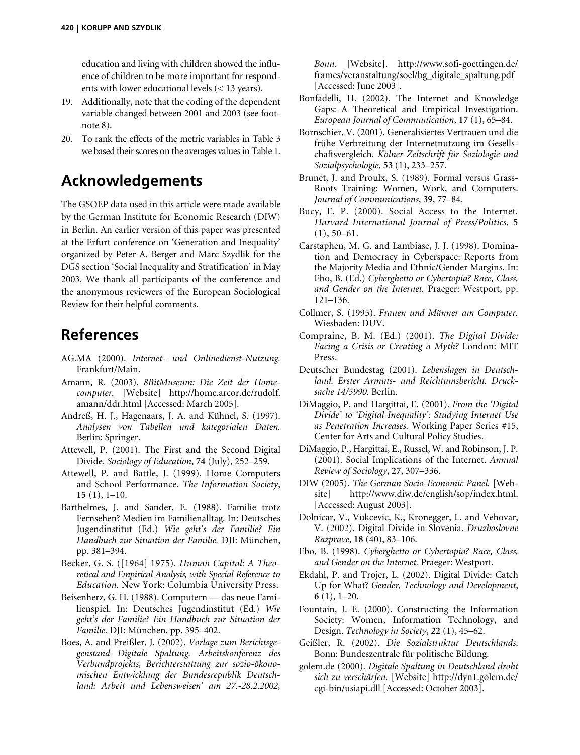education and living with children showed the influence of children to be more important for respondents with lower educational levels (< 13 years).

19. Additionally, note that the coding of the dependent variable changed between 2001 and 2003 (see footnote 8).
20. To rank the effects of the metric variables in Table 3 we based their scores on the averages values in Table 1.

## Acknowledgements

The GSOEP data used in this article were made available by the German Institute for Economic Research (DIW) in Berlin. An earlier version of this paper was presented at the Erfurt conference on 'Generation and Inequality' organized by Peter A. Berger and Marc Szydlik for the DGS section 'Social Inequality and Stratification' in May 2003. We thank all participants of the conference and the anonymous reviewers of the European Sociological Review for their helpful comments.

## References

AG.MA (2000). *Internet- und Onlinedienst-Nutzung.* Frankfurt/Main.

Amann, R. (2003). *8BitMuseum: Die Zeit der Homecomputer.* [Website] http://home.arcor.de/rudolf.amann/ddr.html [Accessed: March 2005].

Andreß, H. J., Hagenaars, J. A. and Kühnel, S. (1997). *Analysen von Tabellen und kategorialen Daten.* Berlin: Springer.

Attewell, P. (2001). The First and the Second Digital Divide. *Sociology of Education*, **74** (July), 252–259.

Attewell, P. and Battle, J. (1999). Home Computers and School Performance. *The Information Society*, **15** (1), 1–10.

Barthelmes, J. and Sander, E. (1988). Familie trotz Fernsehen? Medien im Familienalltag. In: Deutsches Jugendinstitut (Ed.) *Wie geht's der Familie? Ein Handbuch zur Situation der Familie.* DJI: München, pp. 381–394.

Becker, G. S. ([1964] 1975). *Human Capital: A Theoretical and Empirical Analysis, with Special Reference to Education.* New York: Columbia University Press.

Beisenherz, G. H. (1988). Computern — das neue Familienspiel. In: Deutsches Jugendinstitut (Ed.) *Wie geht's der Familie? Ein Handbuch zur Situation der Familie.* DJI: München, pp. 395–402.

Boes, A. and Preißler, J. (2002). *Vorlage zum Berichtsgegenstand Digitale Spaltung. Arbeitskonferenz des Verbundprojekts, Berichterstattung zur sozio-ökonomischen Entwicklung der Bundesrepublik Deutschland: Arbeit und Lebensweisen' am 27.-28.2.2002, Bonn.* [Website]. http://www.sofi-goettingen.de/frames/veranstaltung/soel/bg_digitale_spaltung.pdf [Accessed: June 2003].

Bonfadelli, H. (2002). The Internet and Knowledge Gaps: A Theoretical and Empirical Investigation. *European Journal of Communication*, **17** (1), 65–84.

Bornschier, V. (2001). Generalisiertes Vertrauen und die frühe Verbreitung der Internetnutzung im Gesellschaftsvergleich. *Kölner Zeitschrift für Soziologie und Sozialpsychologie*, **53** (1), 233–257.

Brunet, J. and Proulx, S. (1989). Formal versus Grass-Roots Training: Women, Work, and Computers. *Journal of Communications*, **39**, 77–84.

Bucy, E. P. (2000). Social Access to the Internet. *Harvard International Journal of Press/Politics*, **5** (1), 50–61.

Carstaphen, M. G. and Lambiase, J. J. (1998). Domination and Democracy in Cyberspace: Reports from the Majority Media and Ethnic/Gender Margins. In: Ebo, B. (Ed.) *Cyberghetto or Cybertopia? Race, Class, and Gender on the Internet.* Praeger: Westport, pp. 121–136.

Collmer, S. (1995). *Frauen und Männer am Computer.* Wiesbaden: DUV.

Compraine, B. M. (Ed.) (2001). *The Digital Divide: Facing a Crisis or Creating a Myth?* London: MIT Press.

Deutscher Bundestag (2001). *Lebenslagen in Deutschland. Erster Armuts- und Reichtumsbericht. Drucksache 14/5990.* Berlin.

DiMaggio, P. and Hargittai, E. (2001). *From the 'Digital Divide' to 'Digital Inequality': Studying Internet Use as Penetration Increases.* Working Paper Series #15, Center for Arts and Cultural Policy Studies.

DiMaggio, P., Hargittai, E., Russel, W. and Robinson, J. P. (2001). Social Implications of the Internet. *Annual Review of Sociology*, **27**, 307–336.

DIW (2005). *The German Socio-Economic Panel.* [Website] http://www.diw.de/english/sop/index.html. [Accessed: August 2003].

Dolnicar, V., Vukcevic, K., Kronegger, L. and Vehovar, V. (2002). Digital Divide in Slovenia. *Druzboslovne Razprave*, **18** (40), 83–106.

Ebo, B. (1998). *Cyberghetto or Cybertopia? Race, Class, and Gender on the Internet.* Praeger: Westport.

Ekdahl, P. and Trojer, L. (2002). Digital Divide: Catch Up for What? *Gender, Technology and Development*, **6** (1), 1–20.

Fountain, J. E. (2000). Constructing the Information Society: Women, Information Technology, and Design. *Technology in Society*, **22** (1), 45–62.

Geißler, R. (2002). *Die Sozialstruktur Deutschlands.* Bonn: Bundeszentrale für politische Bildung.

golem.de (2000). *Digitale Spaltung in Deutschland droht sich zu verschärfen.* [Website] http://dyn1.golem.de/cgi-bin/usiapi.dll [Accessed: October 2003].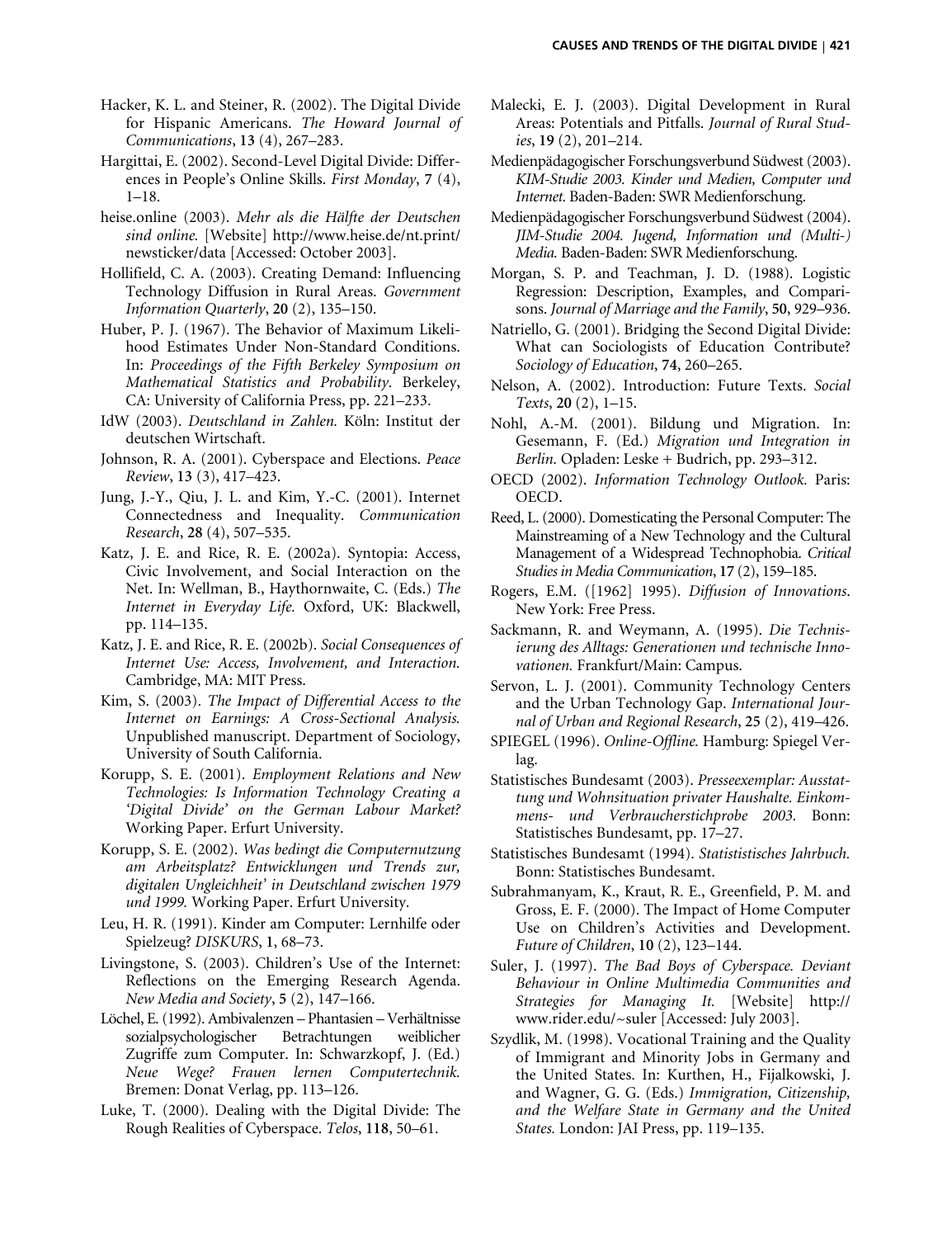Hacker, K. L. and Steiner, R. (2002). The Digital Divide for Hispanic Americans. *The Howard Journal of Communications*, **13** (4), 267–283.

Hargittai, E. (2002). Second-Level Digital Divide: Differences in People's Online Skills. *First Monday*, **7** (4), 1–18.

heise.online (2003). *Mehr als die Hälfte der Deutschen sind online.* [Website] http://www.heise.de/nt.print/newsticker/data [Accessed: October 2003].

Hollifield, C. A. (2003). Creating Demand: Influencing Technology Diffusion in Rural Areas. *Government Information Quarterly*, **20** (2), 135–150.

Huber, P. J. (1967). The Behavior of Maximum Likelihood Estimates Under Non-Standard Conditions. In: *Proceedings of the Fifth Berkeley Symposium on Mathematical Statistics and Probability*. Berkeley, CA: University of California Press, pp. 221–233.

IdW (2003). *Deutschland in Zahlen.* Köln: Institut der deutschen Wirtschaft.

Johnson, R. A. (2001). Cyberspace and Elections. *Peace Review*, **13** (3), 417–423.

Jung, J.-Y., Qiu, J. L. and Kim, Y.-C. (2001). Internet Connectedness and Inequality. *Communication Research*, **28** (4), 507–535.

Katz, J. E. and Rice, R. E. (2002a). Syntopia: Access, Civic Involvement, and Social Interaction on the Net. In: Wellman, B., Haythornwaite, C. (Eds.) *The Internet in Everyday Life.* Oxford, UK: Blackwell, pp. 114–135.

Katz, J. E. and Rice, R. E. (2002b). *Social Consequences of Internet Use: Access, Involvement, and Interaction.* Cambridge, MA: MIT Press.

Kim, S. (2003). *The Impact of Differential Access to the Internet on Earnings: A Cross-Sectional Analysis.* Unpublished manuscript. Department of Sociology, University of South California.

Korupp, S. E. (2001). *Employment Relations and New Technologies: Is Information Technology Creating a 'Digital Divide' on the German Labour Market?* Working Paper. Erfurt University.

Korupp, S. E. (2002). *Was bedingt die Computernutzung am Arbeitsplatz? Entwicklungen und Trends zur, digitalen Ungleichheit' in Deutschland zwischen 1979 und 1999.* Working Paper. Erfurt University.

Leu, H. R. (1991). Kinder am Computer: Lernhilfe oder Spielzeug? *DISKURS*, **1**, 68–73.

Livingstone, S. (2003). Children's Use of the Internet: Reflections on the Emerging Research Agenda. *New Media and Society*, **5** (2), 147–166.

Löchel, E. (1992). Ambivalenzen – Phantasien – Verhältnisse sozialpsychologischer Betrachtungen weiblicher Zugriffe zum Computer. In: Schwarzkopf, J. (Ed.) *Neue Wege? Frauen lernen Computertechnik.* Bremen: Donat Verlag, pp. 113–126.

Luke, T. (2000). Dealing with the Digital Divide: The Rough Realities of Cyberspace. *Telos*, **118**, 50–61.

Malecki, E. J. (2003). Digital Development in Rural Areas: Potentials and Pitfalls. *Journal of Rural Studies*, **19** (2), 201–214.

Medienpädagogischer Forschungsverbund Südwest (2003). *KIM-Studie 2003. Kinder und Medien, Computer und Internet.* Baden-Baden: SWR Medienforschung.

Medienpädagogischer Forschungsverbund Südwest (2004). *JIM-Studie 2004. Jugend, Information und (Multi-) Media.* Baden-Baden: SWR Medienforschung.

Morgan, S. P. and Teachman, J. D. (1988). Logistic Regression: Description, Examples, and Comparisons. *Journal of Marriage and the Family*, **50**, 929–936.

Natriello, G. (2001). Bridging the Second Digital Divide: What can Sociologists of Education Contribute? *Sociology of Education*, **74**, 260–265.

Nelson, A. (2002). Introduction: Future Texts. *Social Texts*, **20** (2), 1–15.

Nohl, A.-M. (2001). Bildung und Migration. In: Gesemann, F. (Ed.) *Migration und Integration in Berlin.* Opladen: Leske + Budrich, pp. 293–312.

OECD (2002). *Information Technology Outlook.* Paris: OECD.

Reed, L. (2000). Domesticating the Personal Computer: The Mainstreaming of a New Technology and the Cultural Management of a Widespread Technophobia. *Critical Studies in Media Communication*, **17** (2), 159–185.

Rogers, E.M. ([1962] 1995). *Diffusion of Innovations*. New York: Free Press.

Sackmann, R. and Weymann, A. (1995). *Die Technisierung des Alltags: Generationen und technische Innovationen.* Frankfurt/Main: Campus.

Servon, L. J. (2001). Community Technology Centers and the Urban Technology Gap. *International Journal of Urban and Regional Research*, **25** (2), 419–426.

SPIEGEL (1996). *Online-Offline.* Hamburg: Spiegel Verlag.

Statistisches Bundesamt (2003). *Presseexemplar: Ausstattung und Wohnsituation privater Haushalte. Einkommens- und Verbraucherstichprobe 2003.* Bonn: Statistisches Bundesamt, pp. 17–27.

Statistisches Bundesamt (1994). *Statististisches Jahrbuch.* Bonn: Statistisches Bundesamt.

Subrahmanyam, K., Kraut, R. E., Greenfield, P. M. and Gross, E. F. (2000). The Impact of Home Computer Use on Children's Activities and Development. *Future of Children*, **10** (2), 123–144.

Suler, J. (1997). *The Bad Boys of Cyberspace. Deviant Behaviour in Online Multimedia Communities and Strategies for Managing It.* [Website] http://www.rider.edu/~suler [Accessed: July 2003].

Szydlik, M. (1998). Vocational Training and the Quality of Immigrant and Minority Jobs in Germany and the United States. In: Kurthen, H., Fijalkowski, J. and Wagner, G. G. (Eds.) *Immigration, Citizenship, and the Welfare State in Germany and the United States.* London: JAI Press, pp. 119–135.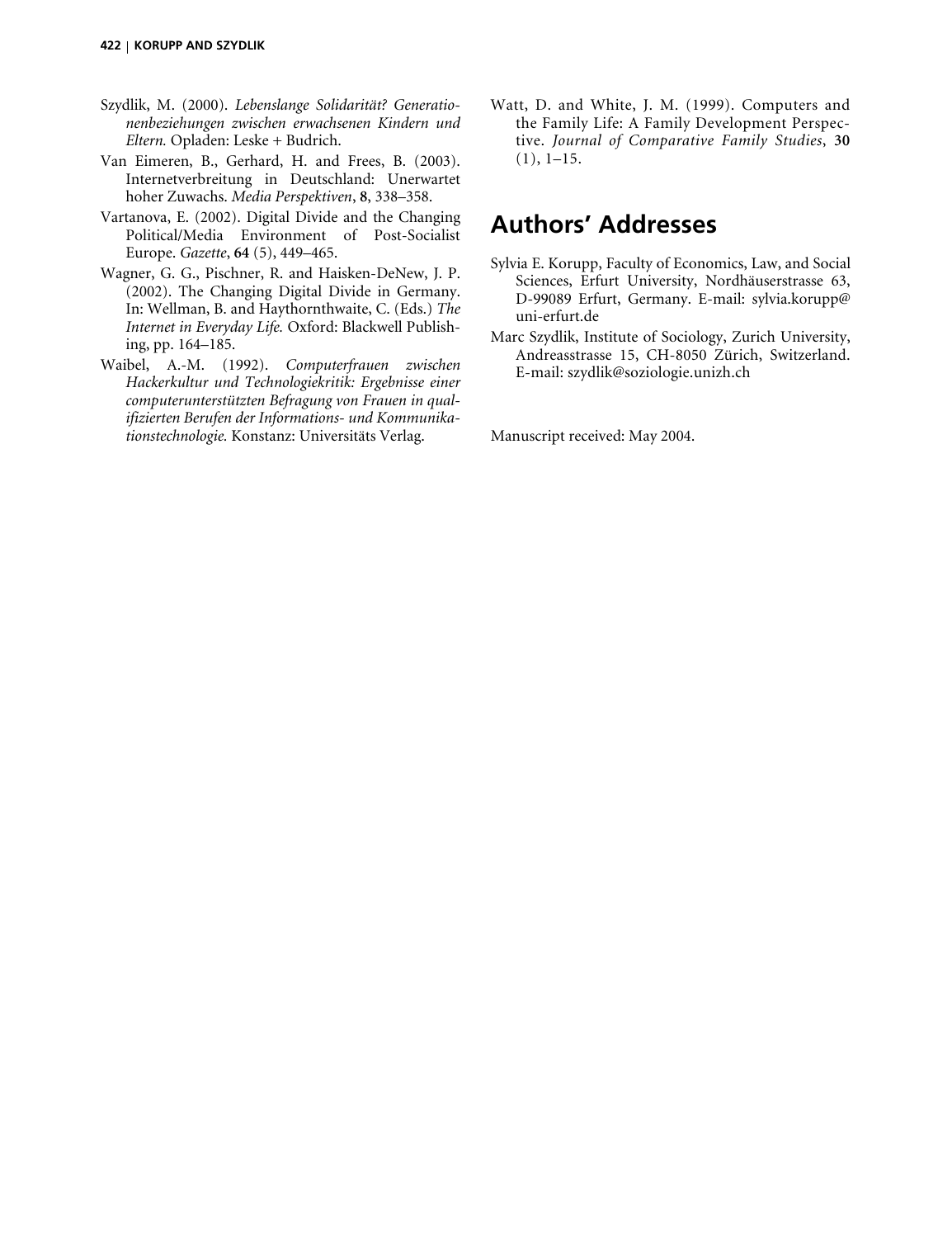Szydlik, M. (2000). *Lebenslange Solidarität? Generationenbeziehungen zwischen erwachsenen Kindern und Eltern.* Opladen: Leske + Budrich.

Van Eimeren, B., Gerhard, H. and Frees, B. (2003). Internetverbreitung in Deutschland: Unerwartet hoher Zuwachs. *Media Perspektiven*, **8**, 338–358.

Vartanova, E. (2002). Digital Divide and the Changing Political/Media Environment of Post-Socialist Europe. *Gazette*, **64** (5), 449–465.

Wagner, G. G., Pischner, R. and Haisken-DeNew, J. P. (2002). The Changing Digital Divide in Germany. In: Wellman, B. and Haythornthwaite, C. (Eds.) *The Internet in Everyday Life.* Oxford: Blackwell Publishing, pp. 164–185.

Waibel, A.-M. (1992). *Computerfrauen zwischen Hackerkultur und Technologiekritik: Ergebnisse einer computerunterstützten Befragung von Frauen in qualifizierten Berufen der Informations- und Kommunikationstechnologie.* Konstanz: Universitäts Verlag.

Watt, D. and White, J. M. (1999). Computers and the Family Life: A Family Development Perspective. *Journal of Comparative Family Studies*, **30** (1), 1–15.

## Authors' Addresses

Sylvia E. Korupp, Faculty of Economics, Law, and Social Sciences, Erfurt University, Nordhäuserstrasse 63, D-99089 Erfurt, Germany. E-mail: sylvia.korupp@uni-erfurt.de

Marc Szydlik, Institute of Sociology, Zurich University, Andreasstrasse 15, CH-8050 Zürich, Switzerland. E-mail: szydlik@soziologie.unizh.ch

Manuscript received: May 2004.